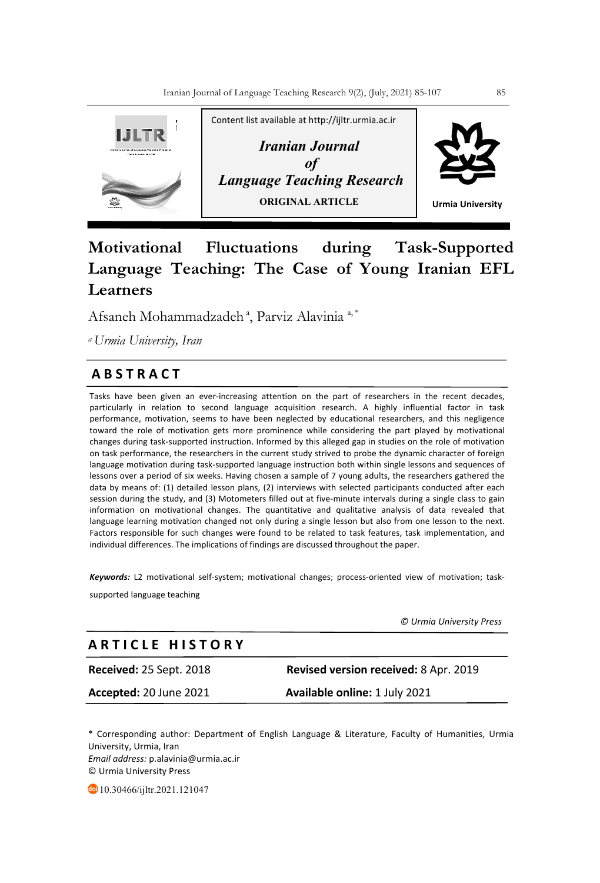Content list available at http://ijltr.urmia.ac.ir

*Iranian Journal of Language Teaching Research*

**ORIGINAL ARTICLE**

Urmia University

# Motivational Fluctuations during Task-Supported Language Teaching: The Case of Young Iranian EFL Learners

Afsaneh Mohammadzadeh [a], Parviz Alavinia [a, *]

[a] *Urmia University, Iran*

## ABSTRACT

Tasks have been given an ever-increasing attention on the part of researchers in the recent decades, particularly in relation to second language acquisition research. A highly influential factor in task performance, motivation, seems to have been neglected by educational researchers, and this negligence toward the role of motivation gets more prominence while considering the part played by motivational changes during task-supported instruction. Informed by this alleged gap in studies on the role of motivation on task performance, the researchers in the current study strived to probe the dynamic character of foreign language motivation during task-supported language instruction both within single lessons and sequences of lessons over a period of six weeks. Having chosen a sample of 7 young adults, the researchers gathered the data by means of: (1) detailed lesson plans, (2) interviews with selected participants conducted after each session during the study, and (3) Motometers filled out at five-minute intervals during a single class to gain information on motivational changes. The quantitative and qualitative analysis of data revealed that language learning motivation changed not only during a single lesson but also from one lesson to the next. Factors responsible for such changes were found to be related to task features, task implementation, and individual differences. The implications of findings are discussed throughout the paper.

***Keywords:*** L2 motivational self-system; motivational changes; process-oriented view of motivation; task-supported language teaching

*© Urmia University Press*

## ARTICLE HISTORY

**Received:** 25 Sept. 2018 **Revised version received:** 8 Apr. 2019

**Accepted:** 20 June 2021 **Available online:** 1 July 2021

\* Corresponding author: Department of English Language & Literature, Faculty of Humanities, Urmia University, Urmia, Iran
*Email address:* p.alavinia@urmia.ac.ir
© Urmia University Press

10.30466/ijltr.2021.121047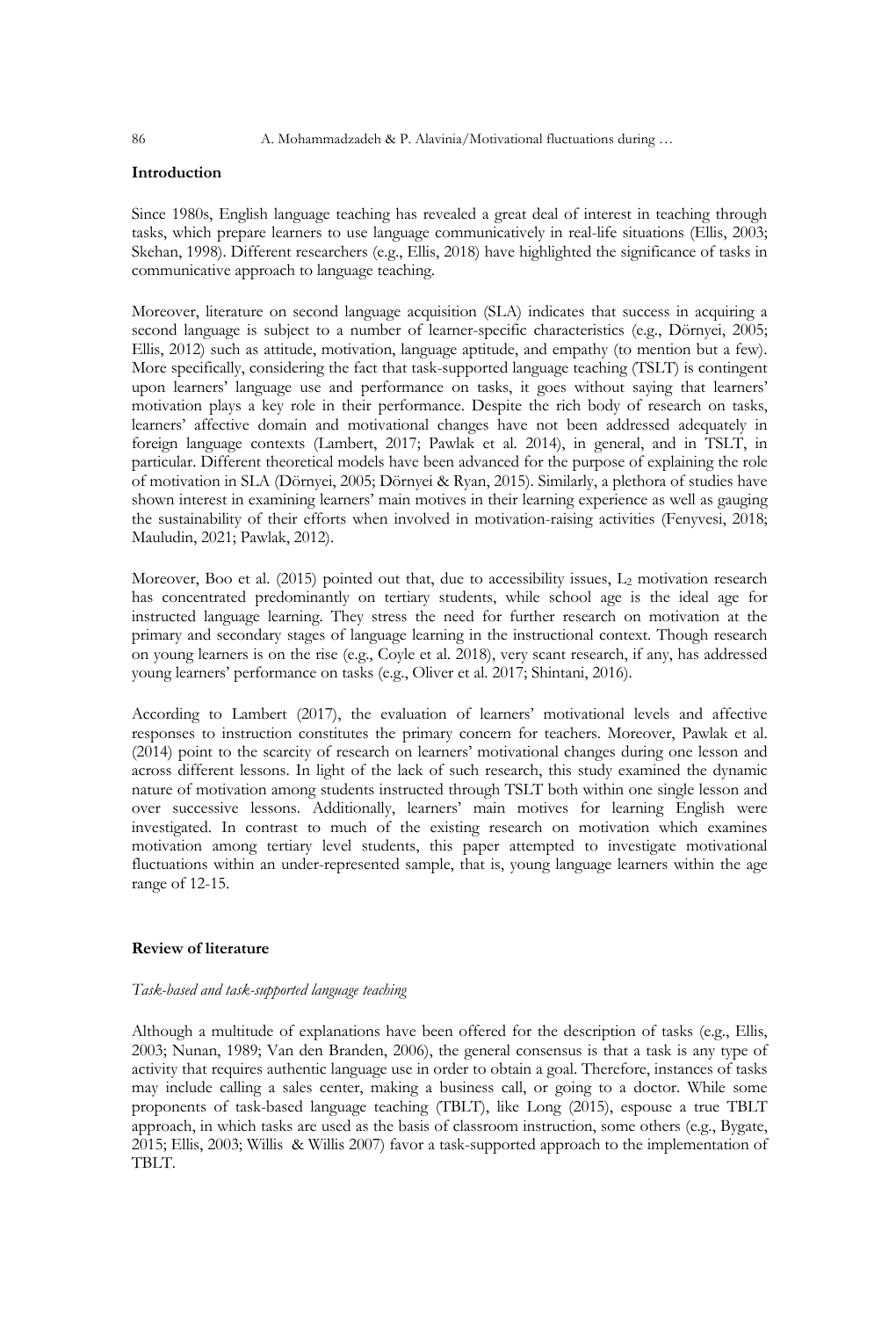## Introduction

Since 1980s, English language teaching has revealed a great deal of interest in teaching through tasks, which prepare learners to use language communicatively in real-life situations (Ellis, 2003; Skehan, 1998). Different researchers (e.g., Ellis, 2018) have highlighted the significance of tasks in communicative approach to language teaching.

Moreover, literature on second language acquisition (SLA) indicates that success in acquiring a second language is subject to a number of learner-specific characteristics (e.g., Dörnyei, 2005; Ellis, 2012) such as attitude, motivation, language aptitude, and empathy (to mention but a few). More specifically, considering the fact that task-supported language teaching (TSLT) is contingent upon learners' language use and performance on tasks, it goes without saying that learners' motivation plays a key role in their performance. Despite the rich body of research on tasks, learners' affective domain and motivational changes have not been addressed adequately in foreign language contexts (Lambert, 2017; Pawlak et al. 2014), in general, and in TSLT, in particular. Different theoretical models have been advanced for the purpose of explaining the role of motivation in SLA (Dörnyei, 2005; Dörnyei & Ryan, 2015). Similarly, a plethora of studies have shown interest in examining learners' main motives in their learning experience as well as gauging the sustainability of their efforts when involved in motivation-raising activities (Fenyvesi, 2018; Mauludin, 2021; Pawlak, 2012).

Moreover, Boo et al. (2015) pointed out that, due to accessibility issues, $L_2$ motivation research has concentrated predominantly on tertiary students, while school age is the ideal age for instructed language learning. They stress the need for further research on motivation at the primary and secondary stages of language learning in the instructional context. Though research on young learners is on the rise (e.g., Coyle et al. 2018), very scant research, if any, has addressed young learners' performance on tasks (e.g., Oliver et al. 2017; Shintani, 2016).

According to Lambert (2017), the evaluation of learners' motivational levels and affective responses to instruction constitutes the primary concern for teachers. Moreover, Pawlak et al. (2014) point to the scarcity of research on learners' motivational changes during one lesson and across different lessons. In light of the lack of such research, this study examined the dynamic nature of motivation among students instructed through TSLT both within one single lesson and over successive lessons. Additionally, learners' main motives for learning English were investigated. In contrast to much of the existing research on motivation which examines motivation among tertiary level students, this paper attempted to investigate motivational fluctuations within an under-represented sample, that is, young language learners within the age range of 12-15.

## Review of literature

### *Task-based and task-supported language teaching*

Although a multitude of explanations have been offered for the description of tasks (e.g., Ellis, 2003; Nunan, 1989; Van den Branden, 2006), the general consensus is that a task is any type of activity that requires authentic language use in order to obtain a goal. Therefore, instances of tasks may include calling a sales center, making a business call, or going to a doctor. While some proponents of task-based language teaching (TBLT), like Long (2015), espouse a true TBLT approach, in which tasks are used as the basis of classroom instruction, some others (e.g., Bygate, 2015; Ellis, 2003; Willis & Willis 2007) favor a task-supported approach to the implementation of TBLT.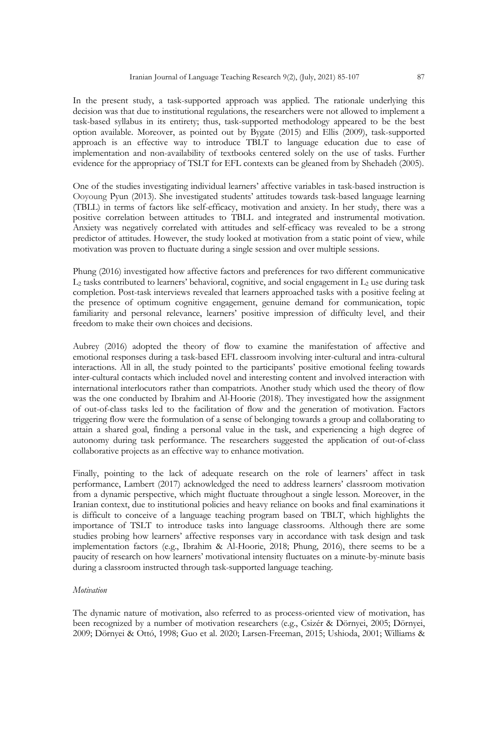In the present study, a task-supported approach was applied. The rationale underlying this decision was that due to institutional regulations, the researchers were not allowed to implement a task-based syllabus in its entirety; thus, task-supported methodology appeared to be the best option available. Moreover, as pointed out by Bygate (2015) and Ellis (2009), task-supported approach is an effective way to introduce TBLT to language education due to ease of implementation and non-availability of textbooks centered solely on the use of tasks. Further evidence for the appropriacy of TSLT for EFL contexts can be gleaned from by Shehadeh (2005).

One of the studies investigating individual learners' affective variables in task-based instruction is Ooyoung Pyun (2013). She investigated students' attitudes towards task-based language learning (TBLL) in terms of factors like self-efficacy, motivation and anxiety. In her study, there was a positive correlation between attitudes to TBLL and integrated and instrumental motivation. Anxiety was negatively correlated with attitudes and self-efficacy was revealed to be a strong predictor of attitudes. However, the study looked at motivation from a static point of view, while motivation was proven to fluctuate during a single session and over multiple sessions.

Phung (2016) investigated how affective factors and preferences for two different communicative $L_2$ tasks contributed to learners' behavioral, cognitive, and social engagement in $L_2$ use during task completion. Post-task interviews revealed that learners approached tasks with a positive feeling at the presence of optimum cognitive engagement, genuine demand for communication, topic familiarity and personal relevance, learners' positive impression of difficulty level, and their freedom to make their own choices and decisions.

Aubrey (2016) adopted the theory of flow to examine the manifestation of affective and emotional responses during a task-based EFL classroom involving inter-cultural and intra-cultural interactions. All in all, the study pointed to the participants' positive emotional feeling towards inter-cultural contacts which included novel and interesting content and involved interaction with international interlocutors rather than compatriots. Another study which used the theory of flow was the one conducted by Ibrahim and Al-Hoorie (2018). They investigated how the assignment of out-of-class tasks led to the facilitation of flow and the generation of motivation. Factors triggering flow were the formulation of a sense of belonging towards a group and collaborating to attain a shared goal, finding a personal value in the task, and experiencing a high degree of autonomy during task performance. The researchers suggested the application of out-of-class collaborative projects as an effective way to enhance motivation.

Finally, pointing to the lack of adequate research on the role of learners' affect in task performance, Lambert (2017) acknowledged the need to address learners' classroom motivation from a dynamic perspective, which might fluctuate throughout a single lesson. Moreover, in the Iranian context, due to institutional policies and heavy reliance on books and final examinations it is difficult to conceive of a language teaching program based on TBLT, which highlights the importance of TSLT to introduce tasks into language classrooms. Although there are some studies probing how learners' affective responses vary in accordance with task design and task implementation factors (e.g., Ibrahim & Al-Hoorie, 2018; Phung, 2016), there seems to be a paucity of research on how learners' motivational intensity fluctuates on a minute-by-minute basis during a classroom instructed through task-supported language teaching.

*Motivation*

The dynamic nature of motivation, also referred to as process-oriented view of motivation, has been recognized by a number of motivation researchers (e.g., Csizér & Dörnyei, 2005; Dörnyei, 2009; Dörnyei & Ottó, 1998; Guo et al. 2020; Larsen-Freeman, 2015; Ushioda, 2001; Williams &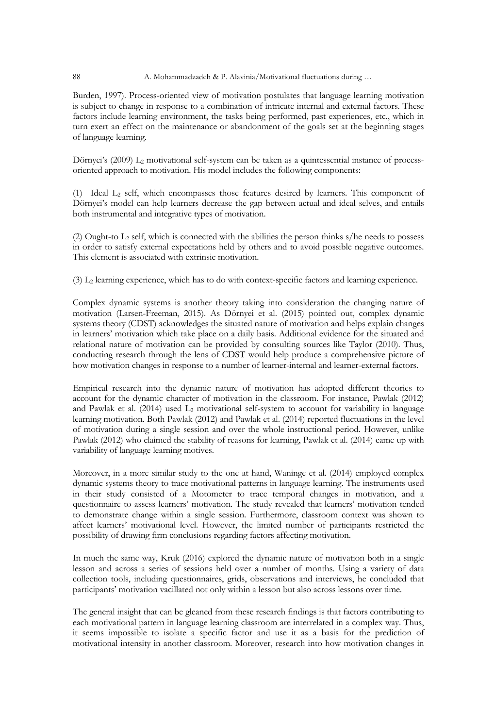Burden, 1997). Process-oriented view of motivation postulates that language learning motivation is subject to change in response to a combination of intricate internal and external factors. These factors include learning environment, the tasks being performed, past experiences, etc., which in turn exert an effect on the maintenance or abandonment of the goals set at the beginning stages of language learning.

Dörnyei's (2009) $L_2$ motivational self-system can be taken as a quintessential instance of process-oriented approach to motivation. His model includes the following components:

(1) Ideal $L_2$ self, which encompasses those features desired by learners. This component of Dörnyei's model can help learners decrease the gap between actual and ideal selves, and entails both instrumental and integrative types of motivation.

(2) Ought-to $L_2$ self, which is connected with the abilities the person thinks s/he needs to possess in order to satisfy external expectations held by others and to avoid possible negative outcomes. This element is associated with extrinsic motivation.

(3) $L_2$ learning experience, which has to do with context-specific factors and learning experience.

Complex dynamic systems is another theory taking into consideration the changing nature of motivation (Larsen-Freeman, 2015). As Dörnyei et al. (2015) pointed out, complex dynamic systems theory (CDST) acknowledges the situated nature of motivation and helps explain changes in learners' motivation which take place on a daily basis. Additional evidence for the situated and relational nature of motivation can be provided by consulting sources like Taylor (2010). Thus, conducting research through the lens of CDST would help produce a comprehensive picture of how motivation changes in response to a number of learner-internal and learner-external factors.

Empirical research into the dynamic nature of motivation has adopted different theories to account for the dynamic character of motivation in the classroom. For instance, Pawlak (2012) and Pawlak et al. (2014) used $L_2$ motivational self-system to account for variability in language learning motivation. Both Pawlak (2012) and Pawlak et al. (2014) reported fluctuations in the level of motivation during a single session and over the whole instructional period. However, unlike Pawlak (2012) who claimed the stability of reasons for learning, Pawlak et al. (2014) came up with variability of language learning motives.

Moreover, in a more similar study to the one at hand, Waninge et al. (2014) employed complex dynamic systems theory to trace motivational patterns in language learning. The instruments used in their study consisted of a Motometer to trace temporal changes in motivation, and a questionnaire to assess learners' motivation. The study revealed that learners' motivation tended to demonstrate change within a single session. Furthermore, classroom context was shown to affect learners' motivational level. However, the limited number of participants restricted the possibility of drawing firm conclusions regarding factors affecting motivation.

In much the same way, Kruk (2016) explored the dynamic nature of motivation both in a single lesson and across a series of sessions held over a number of months. Using a variety of data collection tools, including questionnaires, grids, observations and interviews, he concluded that participants' motivation vacillated not only within a lesson but also across lessons over time.

The general insight that can be gleaned from these research findings is that factors contributing to each motivational pattern in language learning classroom are interrelated in a complex way. Thus, it seems impossible to isolate a specific factor and use it as a basis for the prediction of motivational intensity in another classroom. Moreover, research into how motivation changes in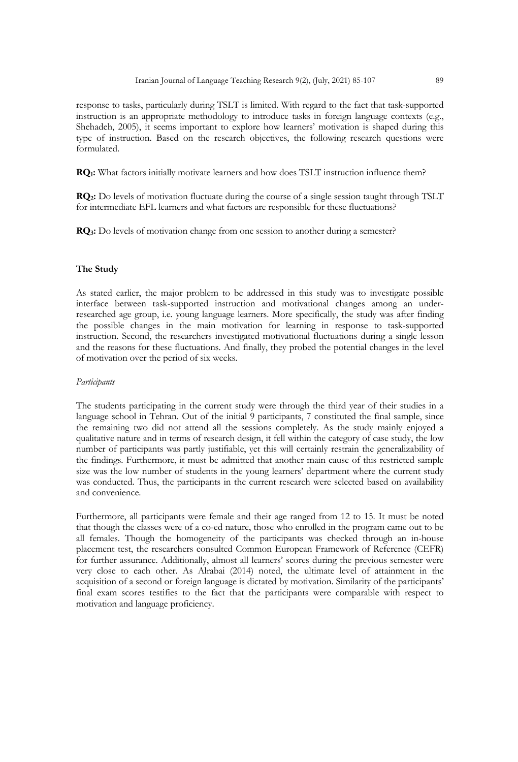response to tasks, particularly during TSLT is limited. With regard to the fact that task-supported instruction is an appropriate methodology to introduce tasks in foreign language contexts (e.g., Shehadeh, 2005), it seems important to explore how learners' motivation is shaped during this type of instruction. Based on the research objectives, the following research questions were formulated.

**RQ$_1$:** What factors initially motivate learners and how does TSLT instruction influence them?

**RQ$_2$:** Do levels of motivation fluctuate during the course of a single session taught through TSLT for intermediate EFL learners and what factors are responsible for these fluctuations?

**RQ$_3$:** Do levels of motivation change from one session to another during a semester?

## The Study

As stated earlier, the major problem to be addressed in this study was to investigate possible interface between task-supported instruction and motivational changes among an under-researched age group, i.e. young language learners. More specifically, the study was after finding the possible changes in the main motivation for learning in response to task-supported instruction. Second, the researchers investigated motivational fluctuations during a single lesson and the reasons for these fluctuations. And finally, they probed the potential changes in the level of motivation over the period of six weeks.

### *Participants*

The students participating in the current study were through the third year of their studies in a language school in Tehran. Out of the initial 9 participants, 7 constituted the final sample, since the remaining two did not attend all the sessions completely. As the study mainly enjoyed a qualitative nature and in terms of research design, it fell within the category of case study, the low number of participants was partly justifiable, yet this will certainly restrain the generalizability of the findings. Furthermore, it must be admitted that another main cause of this restricted sample size was the low number of students in the young learners' department where the current study was conducted. Thus, the participants in the current research were selected based on availability and convenience.

Furthermore, all participants were female and their age ranged from 12 to 15. It must be noted that though the classes were of a co-ed nature, those who enrolled in the program came out to be all females. Though the homogeneity of the participants was checked through an in-house placement test, the researchers consulted Common European Framework of Reference (CEFR) for further assurance. Additionally, almost all learners' scores during the previous semester were very close to each other. As Alrabai (2014) noted, the ultimate level of attainment in the acquisition of a second or foreign language is dictated by motivation. Similarity of the participants' final exam scores testifies to the fact that the participants were comparable with respect to motivation and language proficiency.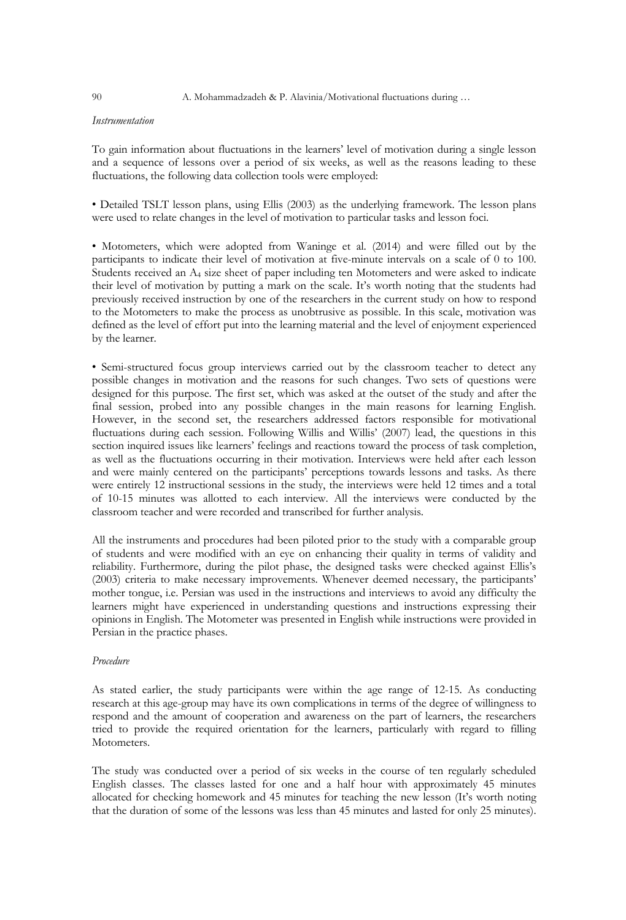*Instrumentation*

To gain information about fluctuations in the learners' level of motivation during a single lesson and a sequence of lessons over a period of six weeks, as well as the reasons leading to these fluctuations, the following data collection tools were employed:

• Detailed TSLT lesson plans, using Ellis (2003) as the underlying framework. The lesson plans were used to relate changes in the level of motivation to particular tasks and lesson foci.

• Motometers, which were adopted from Waninge et al. (2014) and were filled out by the participants to indicate their level of motivation at five-minute intervals on a scale of 0 to 100. Students received an $A_4$ size sheet of paper including ten Motometers and were asked to indicate their level of motivation by putting a mark on the scale. It's worth noting that the students had previously received instruction by one of the researchers in the current study on how to respond to the Motometers to make the process as unobtrusive as possible. In this scale, motivation was defined as the level of effort put into the learning material and the level of enjoyment experienced by the learner.

• Semi-structured focus group interviews carried out by the classroom teacher to detect any possible changes in motivation and the reasons for such changes. Two sets of questions were designed for this purpose. The first set, which was asked at the outset of the study and after the final session, probed into any possible changes in the main reasons for learning English. However, in the second set, the researchers addressed factors responsible for motivational fluctuations during each session. Following Willis and Willis' (2007) lead, the questions in this section inquired issues like learners' feelings and reactions toward the process of task completion, as well as the fluctuations occurring in their motivation. Interviews were held after each lesson and were mainly centered on the participants' perceptions towards lessons and tasks. As there were entirely 12 instructional sessions in the study, the interviews were held 12 times and a total of 10-15 minutes was allotted to each interview. All the interviews were conducted by the classroom teacher and were recorded and transcribed for further analysis.

All the instruments and procedures had been piloted prior to the study with a comparable group of students and were modified with an eye on enhancing their quality in terms of validity and reliability. Furthermore, during the pilot phase, the designed tasks were checked against Ellis's (2003) criteria to make necessary improvements. Whenever deemed necessary, the participants' mother tongue, i.e. Persian was used in the instructions and interviews to avoid any difficulty the learners might have experienced in understanding questions and instructions expressing their opinions in English. The Motometer was presented in English while instructions were provided in Persian in the practice phases.

*Procedure*

As stated earlier, the study participants were within the age range of 12-15. As conducting research at this age-group may have its own complications in terms of the degree of willingness to respond and the amount of cooperation and awareness on the part of learners, the researchers tried to provide the required orientation for the learners, particularly with regard to filling Motometers.

The study was conducted over a period of six weeks in the course of ten regularly scheduled English classes. The classes lasted for one and a half hour with approximately 45 minutes allocated for checking homework and 45 minutes for teaching the new lesson (It's worth noting that the duration of some of the lessons was less than 45 minutes and lasted for only 25 minutes).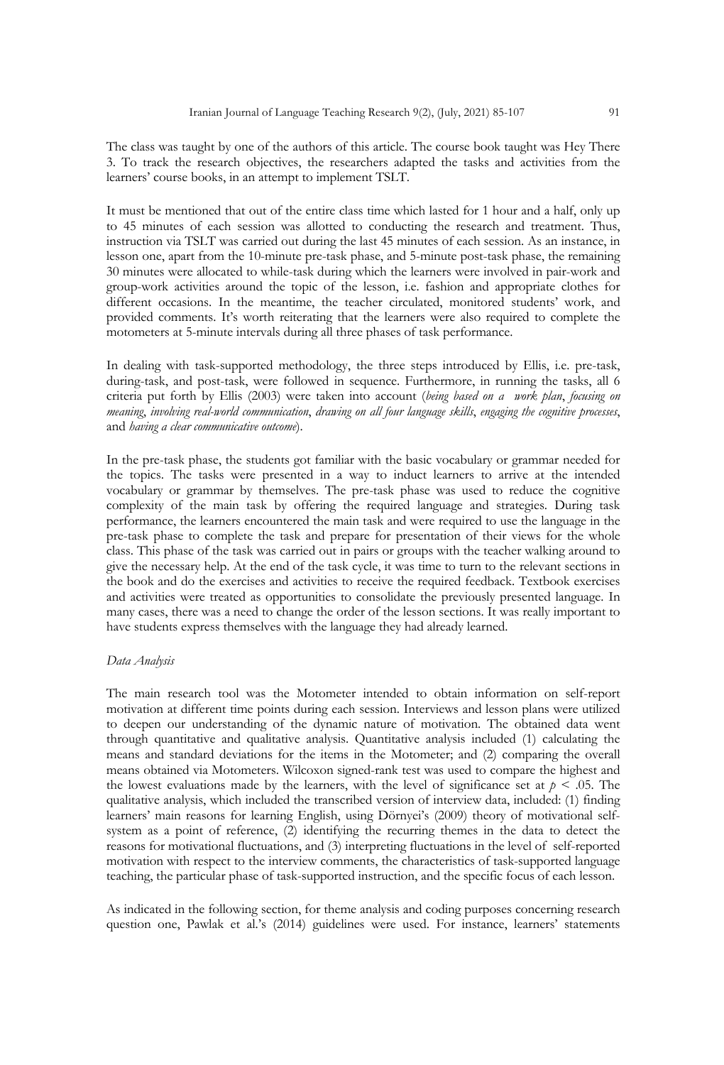The class was taught by one of the authors of this article. The course book taught was Hey There 3. To track the research objectives, the researchers adapted the tasks and activities from the learners' course books, in an attempt to implement TSLT.

It must be mentioned that out of the entire class time which lasted for 1 hour and a half, only up to 45 minutes of each session was allotted to conducting the research and treatment. Thus, instruction via TSLT was carried out during the last 45 minutes of each session. As an instance, in lesson one, apart from the 10-minute pre-task phase, and 5-minute post-task phase, the remaining 30 minutes were allocated to while-task during which the learners were involved in pair-work and group-work activities around the topic of the lesson, i.e. fashion and appropriate clothes for different occasions. In the meantime, the teacher circulated, monitored students' work, and provided comments. It's worth reiterating that the learners were also required to complete the motometers at 5-minute intervals during all three phases of task performance.

In dealing with task-supported methodology, the three steps introduced by Ellis, i.e. pre-task, during-task, and post-task, were followed in sequence. Furthermore, in running the tasks, all 6 criteria put forth by Ellis (2003) were taken into account (*being based on a work plan*, *focusing on meaning*, *involving real-world communication*, *drawing on all four language skills*, *engaging the cognitive processes*, and *having a clear communicative outcome*).

In the pre-task phase, the students got familiar with the basic vocabulary or grammar needed for the topics. The tasks were presented in a way to induct learners to arrive at the intended vocabulary or grammar by themselves. The pre-task phase was used to reduce the cognitive complexity of the main task by offering the required language and strategies. During task performance, the learners encountered the main task and were required to use the language in the pre-task phase to complete the task and prepare for presentation of their views for the whole class. This phase of the task was carried out in pairs or groups with the teacher walking around to give the necessary help. At the end of the task cycle, it was time to turn to the relevant sections in the book and do the exercises and activities to receive the required feedback. Textbook exercises and activities were treated as opportunities to consolidate the previously presented language. In many cases, there was a need to change the order of the lesson sections. It was really important to have students express themselves with the language they had already learned.

*Data Analysis*

The main research tool was the Motometer intended to obtain information on self-report motivation at different time points during each session. Interviews and lesson plans were utilized to deepen our understanding of the dynamic nature of motivation. The obtained data went through quantitative and qualitative analysis. Quantitative analysis included (1) calculating the means and standard deviations for the items in the Motometer; and (2) comparing the overall means obtained via Motometers. Wilcoxon signed-rank test was used to compare the highest and the lowest evaluations made by the learners, with the level of significance set at $p < .05$. The qualitative analysis, which included the transcribed version of interview data, included: (1) finding learners' main reasons for learning English, using Dörnyei's (2009) theory of motivational self-system as a point of reference, (2) identifying the recurring themes in the data to detect the reasons for motivational fluctuations, and (3) interpreting fluctuations in the level of self-reported motivation with respect to the interview comments, the characteristics of task-supported language teaching, the particular phase of task-supported instruction, and the specific focus of each lesson.

As indicated in the following section, for theme analysis and coding purposes concerning research question one, Pawlak et al.'s (2014) guidelines were used. For instance, learners' statements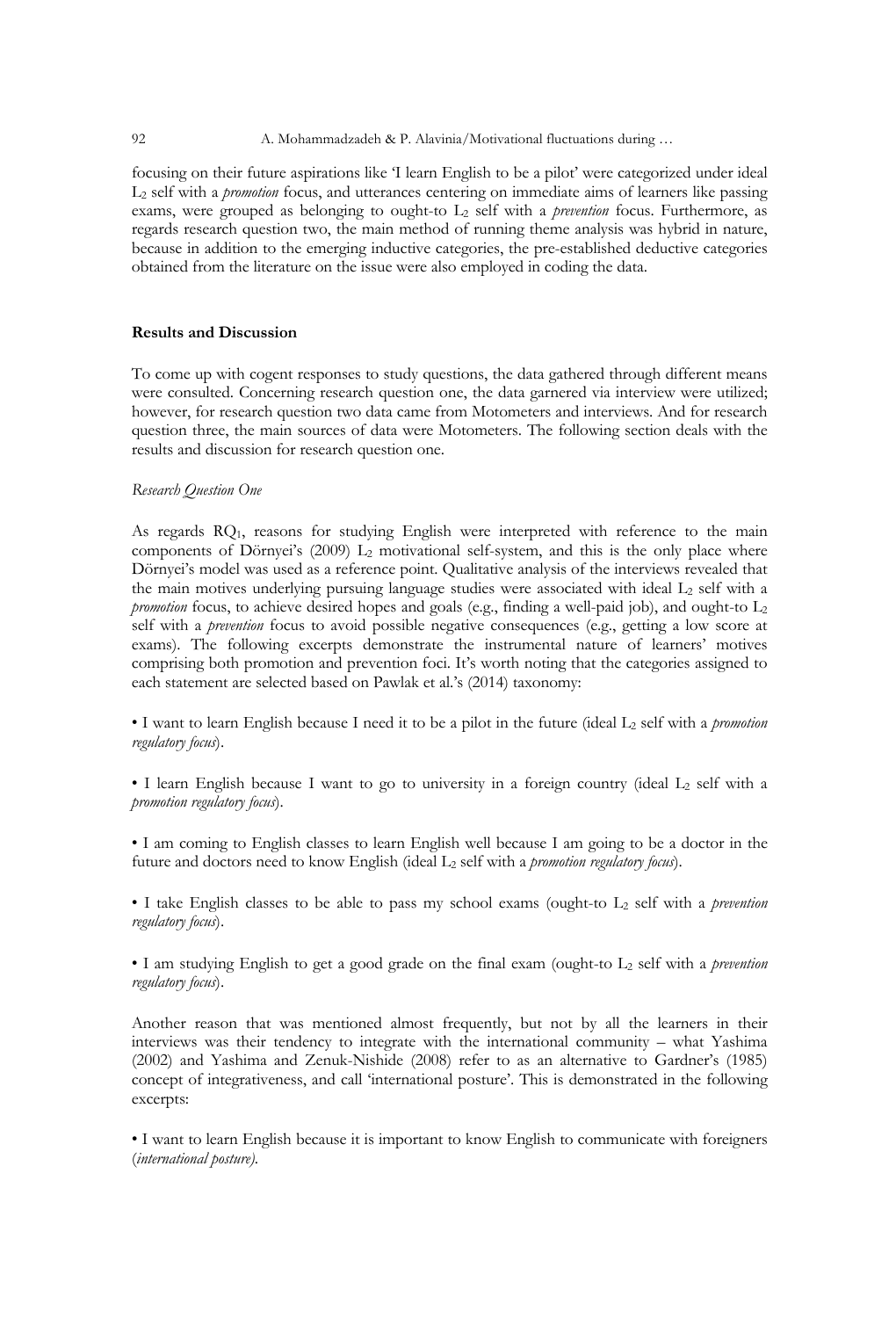focusing on their future aspirations like 'I learn English to be a pilot' were categorized under ideal $L_2$ self with a *promotion* focus, and utterances centering on immediate aims of learners like passing exams, were grouped as belonging to ought-to $L_2$ self with a *prevention* focus. Furthermore, as regards research question two, the main method of running theme analysis was hybrid in nature, because in addition to the emerging inductive categories, the pre-established deductive categories obtained from the literature on the issue were also employed in coding the data.

## Results and Discussion

To come up with cogent responses to study questions, the data gathered through different means were consulted. Concerning research question one, the data garnered via interview were utilized; however, for research question two data came from Motometers and interviews. And for research question three, the main sources of data were Motometers. The following section deals with the results and discussion for research question one.

### *Research Question One*

As regards $RQ_1$, reasons for studying English were interpreted with reference to the main components of Dörnyei's (2009) $L_2$ motivational self-system, and this is the only place where Dörnyei's model was used as a reference point. Qualitative analysis of the interviews revealed that the main motives underlying pursuing language studies were associated with ideal $L_2$ self with a *promotion* focus, to achieve desired hopes and goals (e.g., finding a well-paid job), and ought-to $L_2$ self with a *prevention* focus to avoid possible negative consequences (e.g., getting a low score at exams). The following excerpts demonstrate the instrumental nature of learners' motives comprising both promotion and prevention foci. It's worth noting that the categories assigned to each statement are selected based on Pawlak et al.'s (2014) taxonomy:

- I want to learn English because I need it to be a pilot in the future (ideal $L_2$ self with a *promotion regulatory focus*).

- I learn English because I want to go to university in a foreign country (ideal $L_2$ self with a *promotion regulatory focus*).

- I am coming to English classes to learn English well because I am going to be a doctor in the future and doctors need to know English (ideal $L_2$ self with a *promotion regulatory focus*).

- I take English classes to be able to pass my school exams (ought-to $L_2$ self with a *prevention regulatory focus*).

- I am studying English to get a good grade on the final exam (ought-to $L_2$ self with a *prevention regulatory focus*).

Another reason that was mentioned almost frequently, but not by all the learners in their interviews was their tendency to integrate with the international community – what Yashima (2002) and Yashima and Zenuk-Nishide (2008) refer to as an alternative to Gardner's (1985) concept of integrativeness, and call 'international posture'. This is demonstrated in the following excerpts:

- I want to learn English because it is important to know English to communicate with foreigners (*international posture*).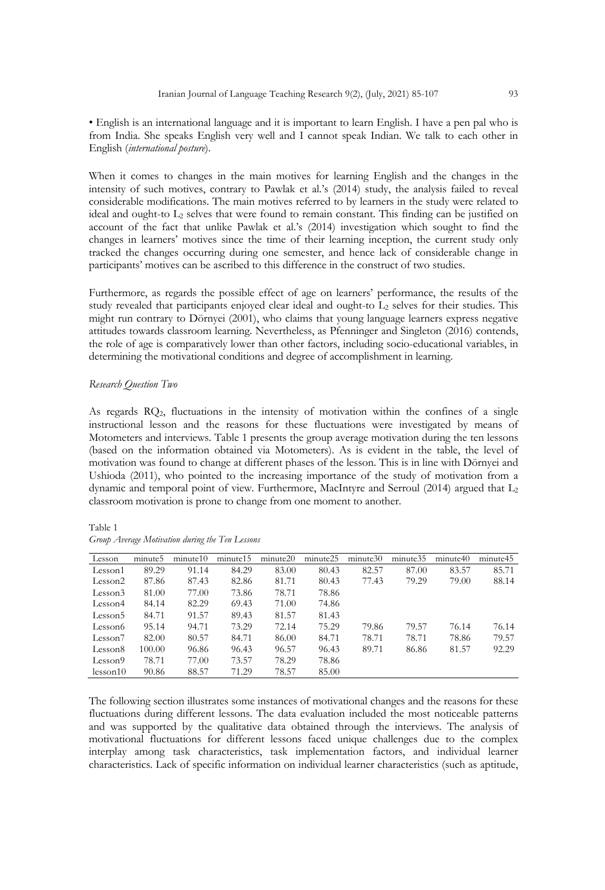• English is an international language and it is important to learn English. I have a pen pal who is from India. She speaks English very well and I cannot speak Indian. We talk to each other in English (*international posture*).

When it comes to changes in the main motives for learning English and the changes in the intensity of such motives, contrary to Pawlak et al.'s (2014) study, the analysis failed to reveal considerable modifications. The main motives referred to by learners in the study were related to ideal and ought-to $L_2$ selves that were found to remain constant. This finding can be justified on account of the fact that unlike Pawlak et al.'s (2014) investigation which sought to find the changes in learners' motives since the time of their learning inception, the current study only tracked the changes occurring during one semester, and hence lack of considerable change in participants' motives can be ascribed to this difference in the construct of two studies.

Furthermore, as regards the possible effect of age on learners' performance, the results of the study revealed that participants enjoyed clear ideal and ought-to $L_2$ selves for their studies. This might run contrary to Dörnyei (2001), who claims that young language learners express negative attitudes towards classroom learning. Nevertheless, as Pfenninger and Singleton (2016) contends, the role of age is comparatively lower than other factors, including socio-educational variables, in determining the motivational conditions and degree of accomplishment in learning.

*Research Question Two*

As regards $RQ_2$, fluctuations in the intensity of motivation within the confines of a single instructional lesson and the reasons for these fluctuations were investigated by means of Motometers and interviews. Table 1 presents the group average motivation during the ten lessons (based on the information obtained via Motometers). As is evident in the table, the level of motivation was found to change at different phases of the lesson. This is in line with Dörnyei and Ushioda (2011), who pointed to the increasing importance of the study of motivation from a dynamic and temporal point of view. Furthermore, MacIntyre and Serroul (2014) argued that $L_2$ classroom motivation is prone to change from one moment to another.

Table 1
*Group Average Motivation during the Ten Lessons*

| Lesson | minute5 | minute10 | minute15 | minute20 | minute25 | minute30 | minute35 | minute40 | minute45 |
|---|---|---|---|---|---|---|---|---|---|
| Lesson1 | 89.29 | 91.14 | 84.29 | 83.00 | 80.43 | 82.57 | 87.00 | 83.57 | 85.71 |
| Lesson2 | 87.86 | 87.43 | 82.86 | 81.71 | 80.43 | 77.43 | 79.29 | 79.00 | 88.14 |
| Lesson3 | 81.00 | 77.00 | 73.86 | 78.71 | 78.86 | | | | |
| Lesson4 | 84.14 | 82.29 | 69.43 | 71.00 | 74.86 | | | | |
| Lesson5 | 84.71 | 91.57 | 89.43 | 81.57 | 81.43 | | | | |
| Lesson6 | 95.14 | 94.71 | 73.29 | 72.14 | 75.29 | 79.86 | 79.57 | 76.14 | 76.14 |
| Lesson7 | 82.00 | 80.57 | 84.71 | 86.00 | 84.71 | 78.71 | 78.71 | 78.86 | 79.57 |
| Lesson8 | 100.00 | 96.86 | 96.43 | 96.57 | 96.43 | 89.71 | 86.86 | 81.57 | 92.29 |
| Lesson9 | 78.71 | 77.00 | 73.57 | 78.29 | 78.86 | | | | |
| lesson10 | 90.86 | 88.57 | 71.29 | 78.57 | 85.00 | | | | |

The following section illustrates some instances of motivational changes and the reasons for these fluctuations during different lessons. The data evaluation included the most noticeable patterns and was supported by the qualitative data obtained through the interviews. The analysis of motivational fluctuations for different lessons faced unique challenges due to the complex interplay among task characteristics, task implementation factors, and individual learner characteristics. Lack of specific information on individual learner characteristics (such as aptitude,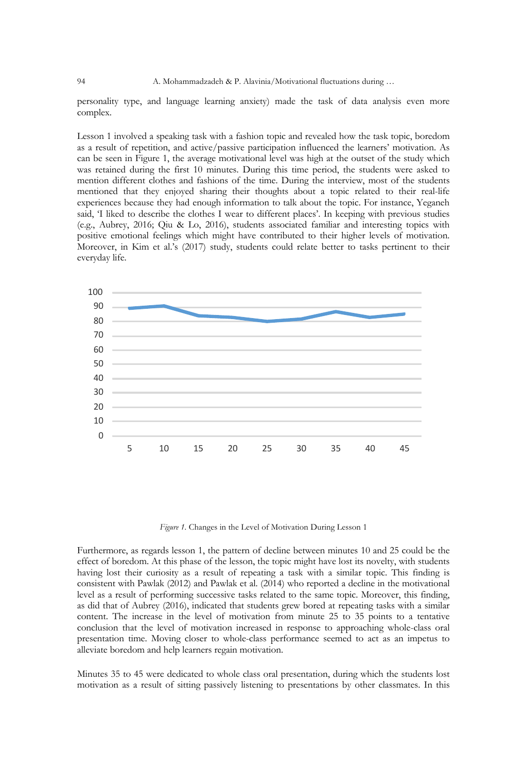personality type, and language learning anxiety) made the task of data analysis even more complex.

Lesson 1 involved a speaking task with a fashion topic and revealed how the task topic, boredom as a result of repetition, and active/passive participation influenced the learners' motivation. As can be seen in Figure 1, the average motivational level was high at the outset of the study which was retained during the first 10 minutes. During this time period, the students were asked to mention different clothes and fashions of the time. During the interview, most of the students mentioned that they enjoyed sharing their thoughts about a topic related to their real-life experiences because they had enough information to talk about the topic. For instance, Yeganeh said, 'I liked to describe the clothes I wear to different places'. In keeping with previous studies (e.g., Aubrey, 2016; Qiu & Lo, 2016), students associated familiar and interesting topics with positive emotional feelings which might have contributed to their higher levels of motivation. Moreover, in Kim et al.'s (2017) study, students could relate better to tasks pertinent to their everyday life.

*Figure 1*. Changes in the Level of Motivation During Lesson 1

Furthermore, as regards lesson 1, the pattern of decline between minutes 10 and 25 could be the effect of boredom. At this phase of the lesson, the topic might have lost its novelty, with students having lost their curiosity as a result of repeating a task with a similar topic. This finding is consistent with Pawlak (2012) and Pawlak et al. (2014) who reported a decline in the motivational level as a result of performing successive tasks related to the same topic. Moreover, this finding, as did that of Aubrey (2016), indicated that students grew bored at repeating tasks with a similar content. The increase in the level of motivation from minute 25 to 35 points to a tentative conclusion that the level of motivation increased in response to approaching whole-class oral presentation time. Moving closer to whole-class performance seemed to act as an impetus to alleviate boredom and help learners regain motivation.

Minutes 35 to 45 were dedicated to whole class oral presentation, during which the students lost motivation as a result of sitting passively listening to presentations by other classmates. In this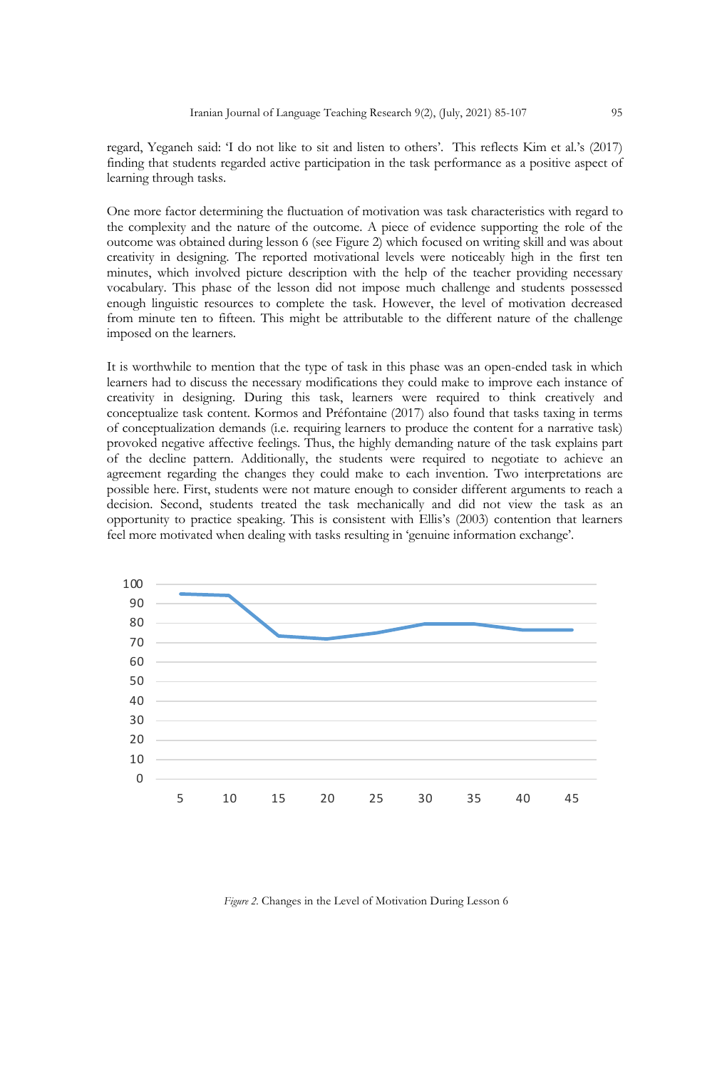regard, Yeganeh said: 'I do not like to sit and listen to others'. This reflects Kim et al.'s (2017) finding that students regarded active participation in the task performance as a positive aspect of learning through tasks.

One more factor determining the fluctuation of motivation was task characteristics with regard to the complexity and the nature of the outcome. A piece of evidence supporting the role of the outcome was obtained during lesson 6 (see Figure 2) which focused on writing skill and was about creativity in designing. The reported motivational levels were noticeably high in the first ten minutes, which involved picture description with the help of the teacher providing necessary vocabulary. This phase of the lesson did not impose much challenge and students possessed enough linguistic resources to complete the task. However, the level of motivation decreased from minute ten to fifteen. This might be attributable to the different nature of the challenge imposed on the learners.

It is worthwhile to mention that the type of task in this phase was an open-ended task in which learners had to discuss the necessary modifications they could make to improve each instance of creativity in designing. During this task, learners were required to think creatively and conceptualize task content. Kormos and Préfontaine (2017) also found that tasks taxing in terms of conceptualization demands (i.e. requiring learners to produce the content for a narrative task) provoked negative affective feelings. Thus, the highly demanding nature of the task explains part of the decline pattern. Additionally, the students were required to negotiate to achieve an agreement regarding the changes they could make to each invention. Two interpretations are possible here. First, students were not mature enough to consider different arguments to reach a decision. Second, students treated the task mechanically and did not view the task as an opportunity to practice speaking. This is consistent with Ellis's (2003) contention that learners feel more motivated when dealing with tasks resulting in 'genuine information exchange'.

*Figure 2.* Changes in the Level of Motivation During Lesson 6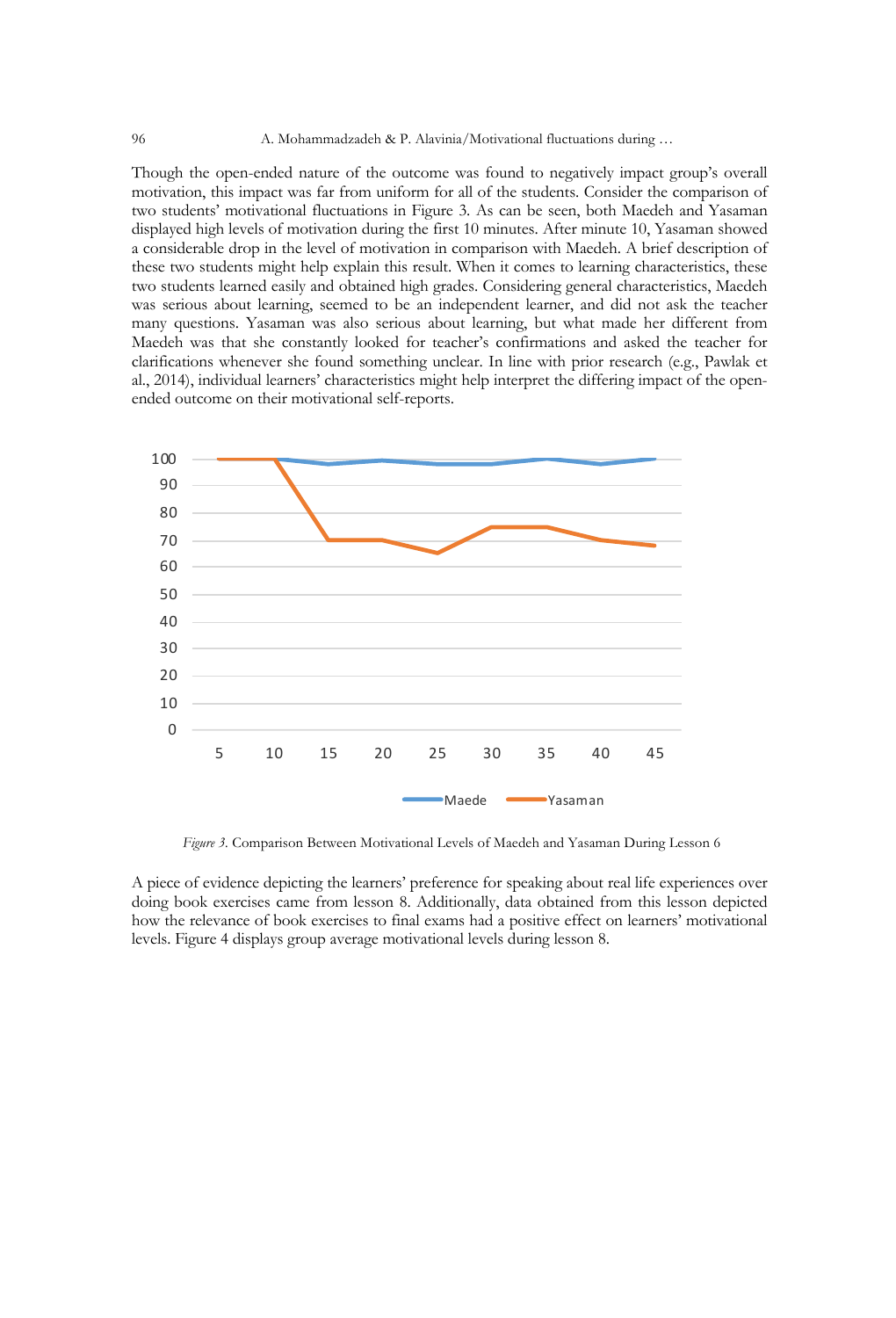Though the open-ended nature of the outcome was found to negatively impact group's overall motivation, this impact was far from uniform for all of the students. Consider the comparison of two students' motivational fluctuations in Figure 3. As can be seen, both Maedeh and Yasaman displayed high levels of motivation during the first 10 minutes. After minute 10, Yasaman showed a considerable drop in the level of motivation in comparison with Maedeh. A brief description of these two students might help explain this result. When it comes to learning characteristics, these two students learned easily and obtained high grades. Considering general characteristics, Maedeh was serious about learning, seemed to be an independent learner, and did not ask the teacher many questions. Yasaman was also serious about learning, but what made her different from Maedeh was that she constantly looked for teacher's confirmations and asked the teacher for clarifications whenever she found something unclear. In line with prior research (e.g., Pawlak et al., 2014), individual learners' characteristics might help interpret the differing impact of the open-ended outcome on their motivational self-reports.

*Figure 3.* Comparison Between Motivational Levels of Maedeh and Yasaman During Lesson 6

A piece of evidence depicting the learners' preference for speaking about real life experiences over doing book exercises came from lesson 8. Additionally, data obtained from this lesson depicted how the relevance of book exercises to final exams had a positive effect on learners' motivational levels. Figure 4 displays group average motivational levels during lesson 8.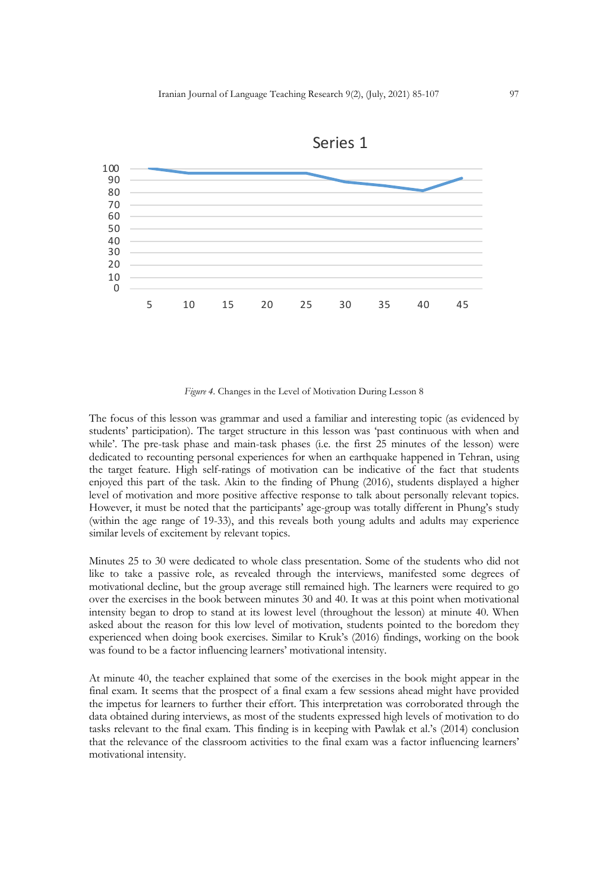*Figure 4*. Changes in the Level of Motivation During Lesson 8

The focus of this lesson was grammar and used a familiar and interesting topic (as evidenced by students' participation). The target structure in this lesson was 'past continuous with when and while'. The pre-task phase and main-task phases (i.e. the first 25 minutes of the lesson) were dedicated to recounting personal experiences for when an earthquake happened in Tehran, using the target feature. High self-ratings of motivation can be indicative of the fact that students enjoyed this part of the task. Akin to the finding of Phung (2016), students displayed a higher level of motivation and more positive affective response to talk about personally relevant topics. However, it must be noted that the participants' age-group was totally different in Phung's study (within the age range of 19-33), and this reveals both young adults and adults may experience similar levels of excitement by relevant topics.

Minutes 25 to 30 were dedicated to whole class presentation. Some of the students who did not like to take a passive role, as revealed through the interviews, manifested some degrees of motivational decline, but the group average still remained high. The learners were required to go over the exercises in the book between minutes 30 and 40. It was at this point when motivational intensity began to drop to stand at its lowest level (throughout the lesson) at minute 40. When asked about the reason for this low level of motivation, students pointed to the boredom they experienced when doing book exercises. Similar to Kruk's (2016) findings, working on the book was found to be a factor influencing learners' motivational intensity.

At minute 40, the teacher explained that some of the exercises in the book might appear in the final exam. It seems that the prospect of a final exam a few sessions ahead might have provided the impetus for learners to further their effort. This interpretation was corroborated through the data obtained during interviews, as most of the students expressed high levels of motivation to do tasks relevant to the final exam. This finding is in keeping with Pawlak et al.'s (2014) conclusion that the relevance of the classroom activities to the final exam was a factor influencing learners' motivational intensity.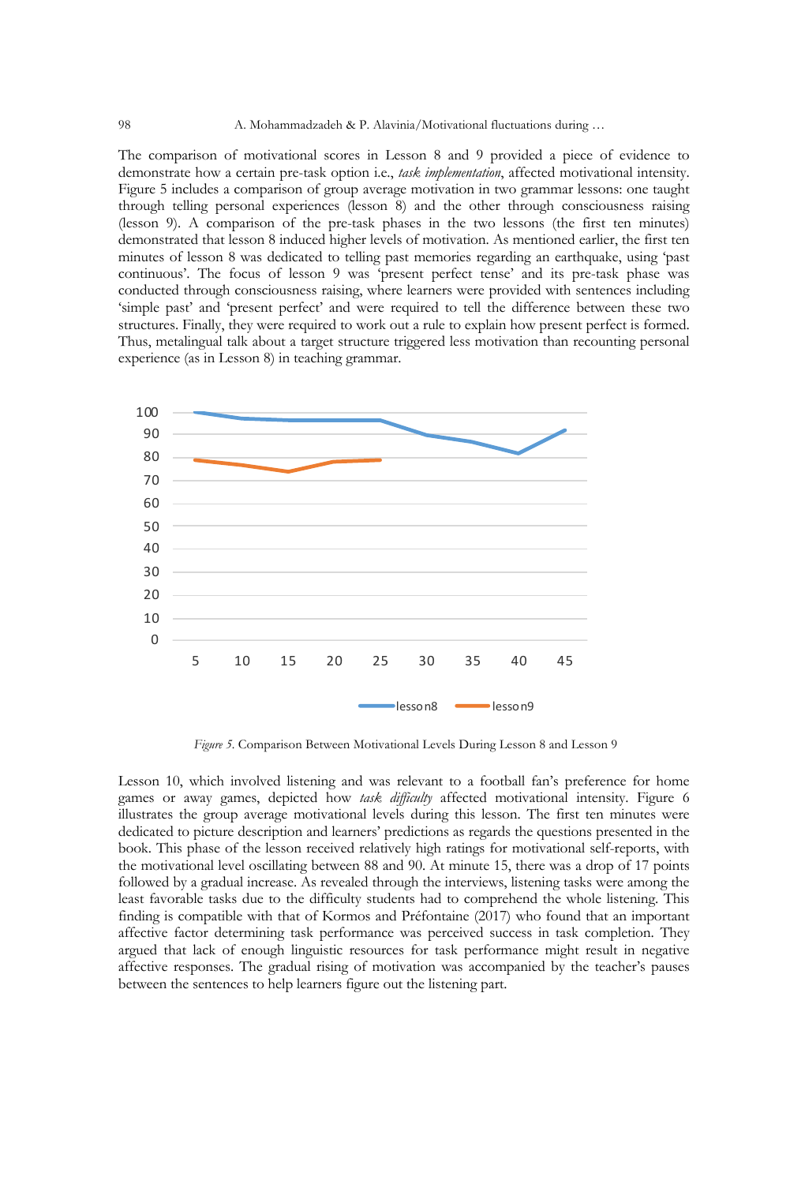The comparison of motivational scores in Lesson 8 and 9 provided a piece of evidence to demonstrate how a certain pre-task option i.e., *task implementation*, affected motivational intensity. Figure 5 includes a comparison of group average motivation in two grammar lessons: one taught through telling personal experiences (lesson 8) and the other through consciousness raising (lesson 9). A comparison of the pre-task phases in the two lessons (the first ten minutes) demonstrated that lesson 8 induced higher levels of motivation. As mentioned earlier, the first ten minutes of lesson 8 was dedicated to telling past memories regarding an earthquake, using 'past continuous'. The focus of lesson 9 was 'present perfect tense' and its pre-task phase was conducted through consciousness raising, where learners were provided with sentences including 'simple past' and 'present perfect' and were required to tell the difference between these two structures. Finally, they were required to work out a rule to explain how present perfect is formed. Thus, metalingual talk about a target structure triggered less motivation than recounting personal experience (as in Lesson 8) in teaching grammar.

*Figure 5.* Comparison Between Motivational Levels During Lesson 8 and Lesson 9

Lesson 10, which involved listening and was relevant to a football fan's preference for home games or away games, depicted how *task difficulty* affected motivational intensity. Figure 6 illustrates the group average motivational levels during this lesson. The first ten minutes were dedicated to picture description and learners' predictions as regards the questions presented in the book. This phase of the lesson received relatively high ratings for motivational self-reports, with the motivational level oscillating between 88 and 90. At minute 15, there was a drop of 17 points followed by a gradual increase. As revealed through the interviews, listening tasks were among the least favorable tasks due to the difficulty students had to comprehend the whole listening. This finding is compatible with that of Kormos and Préfontaine (2017) who found that an important affective factor determining task performance was perceived success in task completion. They argued that lack of enough linguistic resources for task performance might result in negative affective responses. The gradual rising of motivation was accompanied by the teacher's pauses between the sentences to help learners figure out the listening part.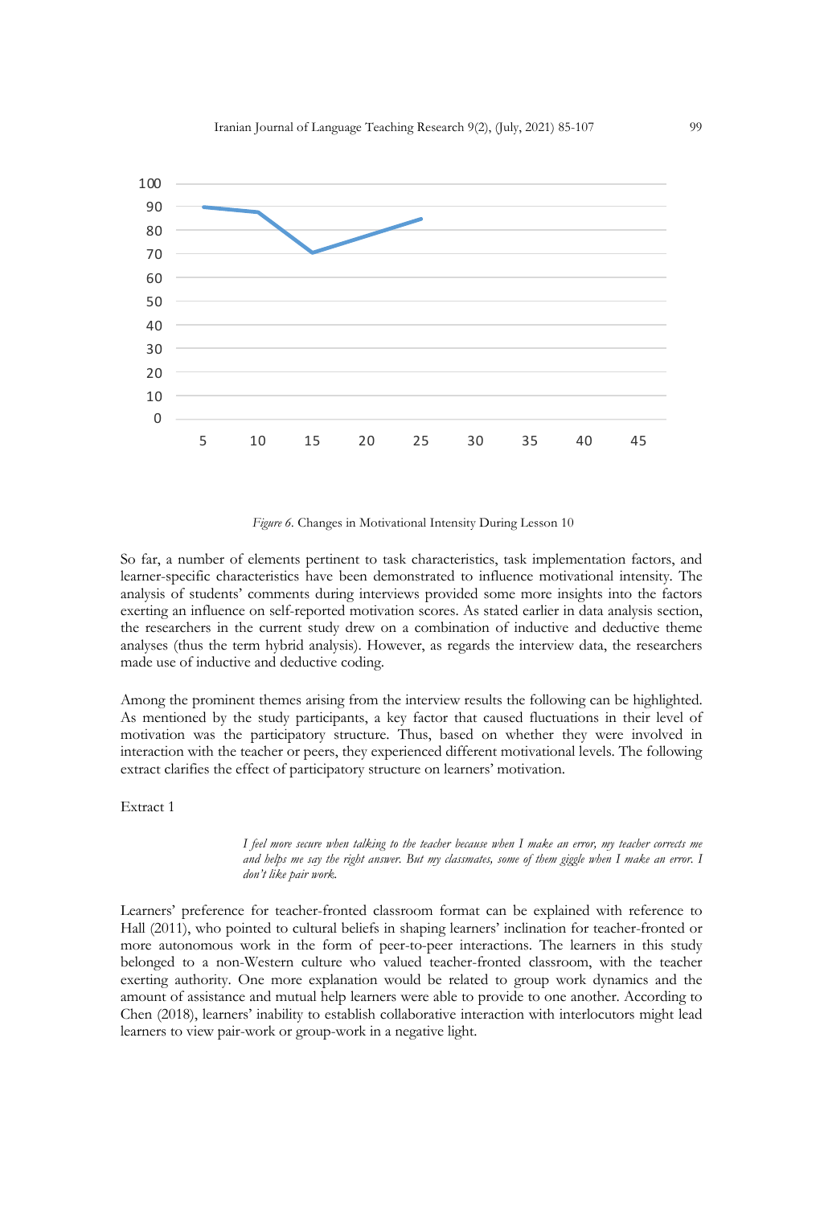*Figure 6*. Changes in Motivational Intensity During Lesson 10

So far, a number of elements pertinent to task characteristics, task implementation factors, and learner-specific characteristics have been demonstrated to influence motivational intensity. The analysis of students' comments during interviews provided some more insights into the factors exerting an influence on self-reported motivation scores. As stated earlier in data analysis section, the researchers in the current study drew on a combination of inductive and deductive theme analyses (thus the term hybrid analysis). However, as regards the interview data, the researchers made use of inductive and deductive coding.

Among the prominent themes arising from the interview results the following can be highlighted. As mentioned by the study participants, a key factor that caused fluctuations in their level of motivation was the participatory structure. Thus, based on whether they were involved in interaction with the teacher or peers, they experienced different motivational levels. The following extract clarifies the effect of participatory structure on learners' motivation.

Extract 1

> *I feel more secure when talking to the teacher because when I make an error, my teacher corrects me and helps me say the right answer. But my classmates, some of them giggle when I make an error. I don't like pair work.*

Learners' preference for teacher-fronted classroom format can be explained with reference to Hall (2011), who pointed to cultural beliefs in shaping learners' inclination for teacher-fronted or more autonomous work in the form of peer-to-peer interactions. The learners in this study belonged to a non-Western culture who valued teacher-fronted classroom, with the teacher exerting authority. One more explanation would be related to group work dynamics and the amount of assistance and mutual help learners were able to provide to one another. According to Chen (2018), learners' inability to establish collaborative interaction with interlocutors might lead learners to view pair-work or group-work in a negative light.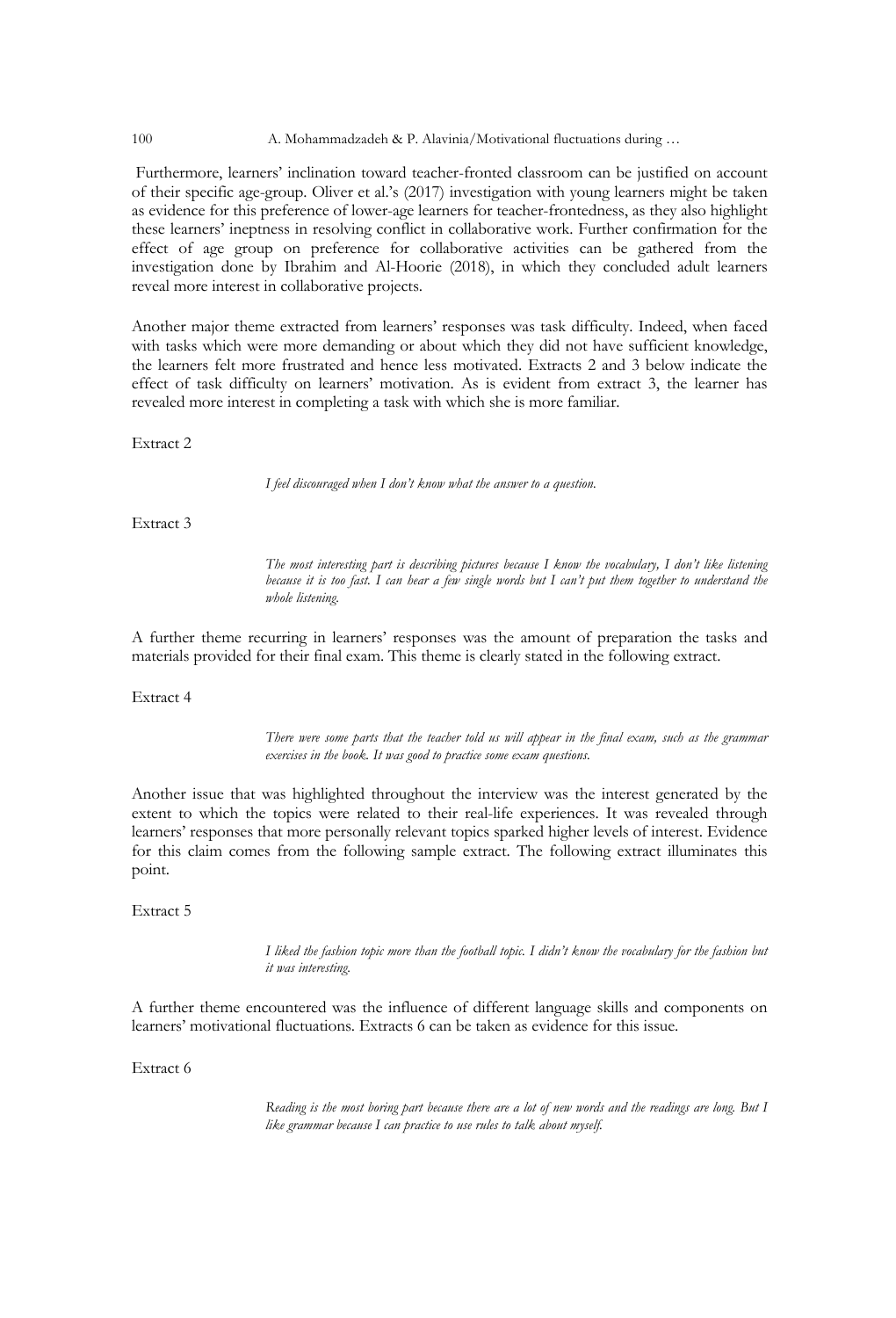Furthermore, learners' inclination toward teacher-fronted classroom can be justified on account of their specific age-group. Oliver et al.'s (2017) investigation with young learners might be taken as evidence for this preference of lower-age learners for teacher-frontedness, as they also highlight these learners' ineptness in resolving conflict in collaborative work. Further confirmation for the effect of age group on preference for collaborative activities can be gathered from the investigation done by Ibrahim and Al-Hoorie (2018), in which they concluded adult learners reveal more interest in collaborative projects.

Another major theme extracted from learners' responses was task difficulty. Indeed, when faced with tasks which were more demanding or about which they did not have sufficient knowledge, the learners felt more frustrated and hence less motivated. Extracts 2 and 3 below indicate the effect of task difficulty on learners' motivation. As is evident from extract 3, the learner has revealed more interest in completing a task with which she is more familiar.

Extract 2

> *I feel discouraged when I don't know what the answer to a question.*

Extract 3

> *The most interesting part is describing pictures because I know the vocabulary, I don't like listening because it is too fast. I can hear a few single words but I can't put them together to understand the whole listening.*

A further theme recurring in learners' responses was the amount of preparation the tasks and materials provided for their final exam. This theme is clearly stated in the following extract.

Extract 4

> *There were some parts that the teacher told us will appear in the final exam, such as the grammar exercises in the book. It was good to practice some exam questions.*

Another issue that was highlighted throughout the interview was the interest generated by the extent to which the topics were related to their real-life experiences. It was revealed through learners' responses that more personally relevant topics sparked higher levels of interest. Evidence for this claim comes from the following sample extract. The following extract illuminates this point.

Extract 5

> *I liked the fashion topic more than the football topic. I didn't know the vocabulary for the fashion but it was interesting.*

A further theme encountered was the influence of different language skills and components on learners' motivational fluctuations. Extracts 6 can be taken as evidence for this issue.

Extract 6

> *Reading is the most boring part because there are a lot of new words and the readings are long. But I like grammar because I can practice to use rules to talk about myself.*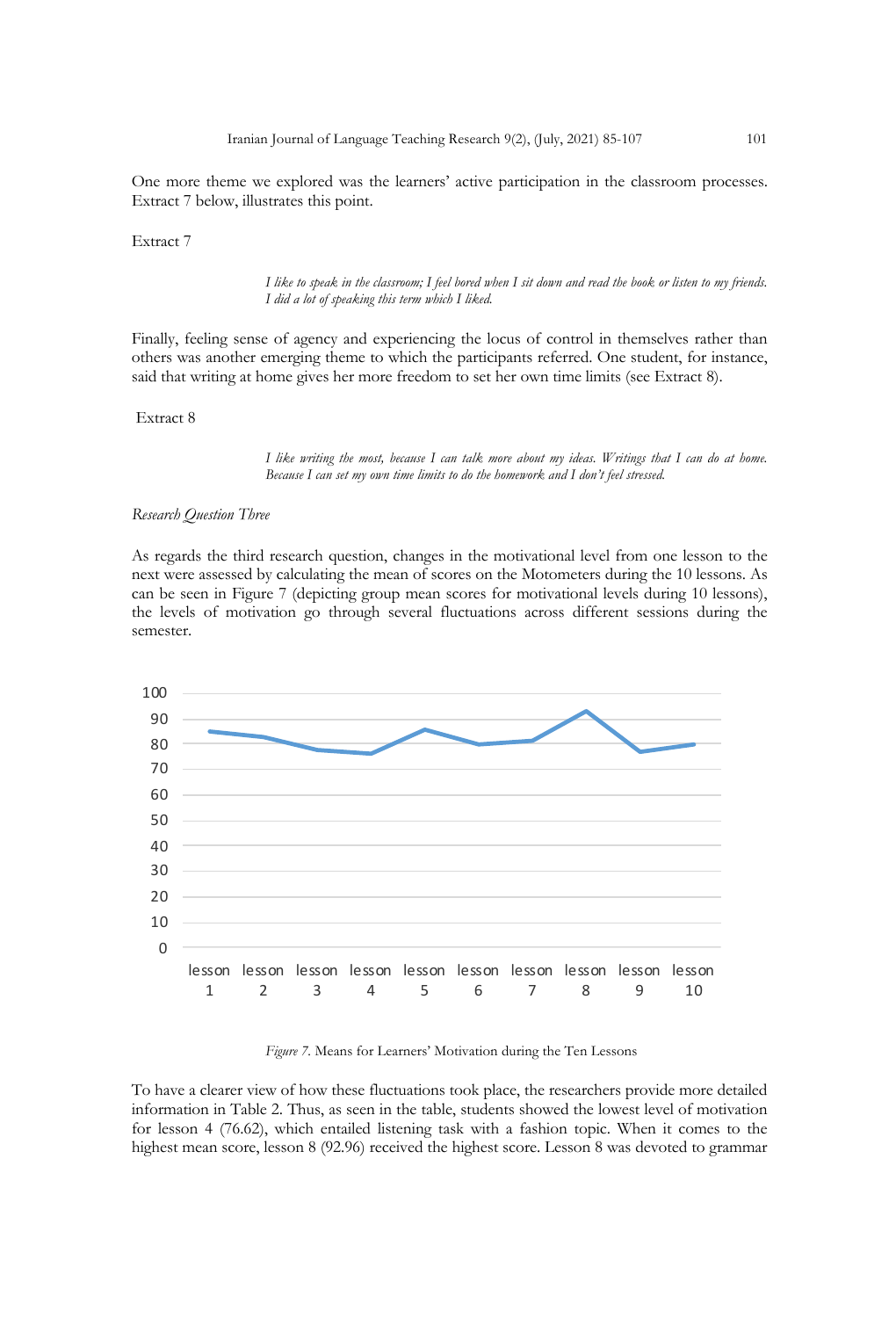One more theme we explored was the learners' active participation in the classroom processes. Extract 7 below, illustrates this point.

Extract 7

> *I like to speak in the classroom; I feel bored when I sit down and read the book or listen to my friends. I did a lot of speaking this term which I liked.*

Finally, feeling sense of agency and experiencing the locus of control in themselves rather than others was another emerging theme to which the participants referred. One student, for instance, said that writing at home gives her more freedom to set her own time limits (see Extract 8).

Extract 8

> *I like writing the most, because I can talk more about my ideas. Writings that I can do at home. Because I can set my own time limits to do the homework and I don't feel stressed.*

*Research Question Three*

As regards the third research question, changes in the motivational level from one lesson to the next were assessed by calculating the mean of scores on the Motometers during the 10 lessons. As can be seen in Figure 7 (depicting group mean scores for motivational levels during 10 lessons), the levels of motivation go through several fluctuations across different sessions during the semester.

*Figure 7.* Means for Learners' Motivation during the Ten Lessons

To have a clearer view of how these fluctuations took place, the researchers provide more detailed information in Table 2. Thus, as seen in the table, students showed the lowest level of motivation for lesson 4 (76.62), which entailed listening task with a fashion topic. When it comes to the highest mean score, lesson 8 (92.96) received the highest score. Lesson 8 was devoted to grammar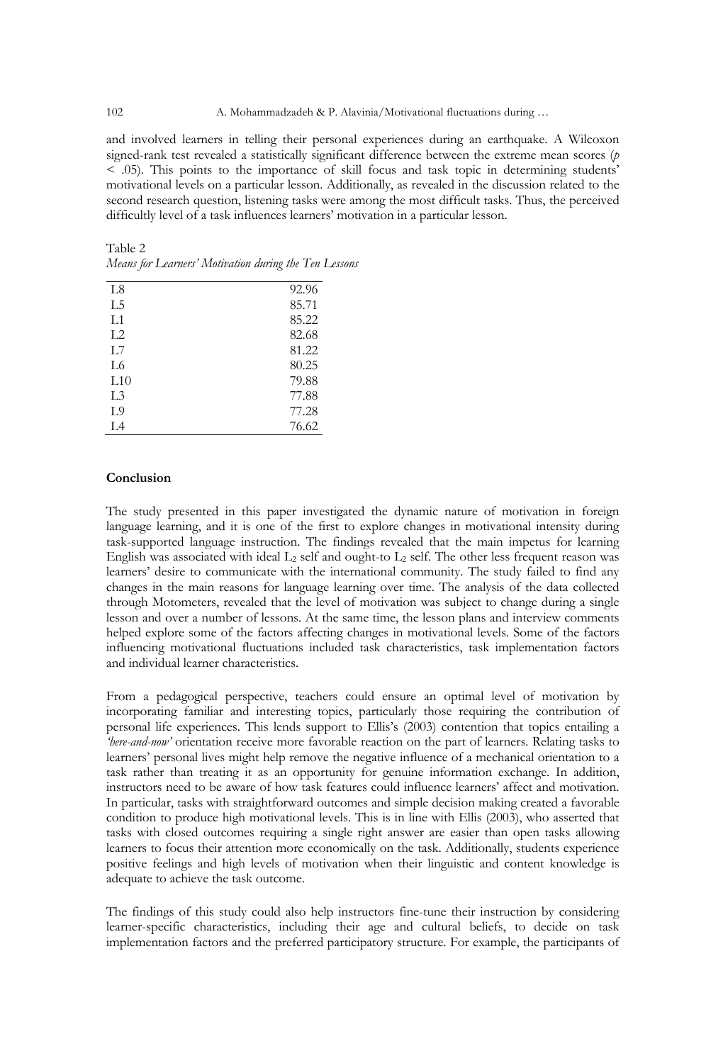and involved learners in telling their personal experiences during an earthquake. A Wilcoxon signed-rank test revealed a statistically significant difference between the extreme mean scores ($p < .05$). This points to the importance of skill focus and task topic in determining students' motivational levels on a particular lesson. Additionally, as revealed in the discussion related to the second research question, listening tasks were among the most difficult tasks. Thus, the perceived difficultly level of a task influences learners' motivation in a particular lesson.

Table 2
*Means for Learners' Motivation during the Ten Lessons*

| | |
|---|---|
| L8 | 92.96 |
| L5 | 85.71 |
| L1 | 85.22 |
| L2 | 82.68 |
| L7 | 81.22 |
| L6 | 80.25 |
| L10 | 79.88 |
| L3 | 77.88 |
| L9 | 77.28 |
| L4 | 76.62 |

**Conclusion**

The study presented in this paper investigated the dynamic nature of motivation in foreign language learning, and it is one of the first to explore changes in motivational intensity during task-supported language instruction. The findings revealed that the main impetus for learning English was associated with ideal $L_2$ self and ought-to $L_2$ self. The other less frequent reason was learners' desire to communicate with the international community. The study failed to find any changes in the main reasons for language learning over time. The analysis of the data collected through Motometers, revealed that the level of motivation was subject to change during a single lesson and over a number of lessons. At the same time, the lesson plans and interview comments helped explore some of the factors affecting changes in motivational levels. Some of the factors influencing motivational fluctuations included task characteristics, task implementation factors and individual learner characteristics.

From a pedagogical perspective, teachers could ensure an optimal level of motivation by incorporating familiar and interesting topics, particularly those requiring the contribution of personal life experiences. This lends support to Ellis's (2003) contention that topics entailing a *'here-and-now'* orientation receive more favorable reaction on the part of learners. Relating tasks to learners' personal lives might help remove the negative influence of a mechanical orientation to a task rather than treating it as an opportunity for genuine information exchange. In addition, instructors need to be aware of how task features could influence learners' affect and motivation. In particular, tasks with straightforward outcomes and simple decision making created a favorable condition to produce high motivational levels. This is in line with Ellis (2003), who asserted that tasks with closed outcomes requiring a single right answer are easier than open tasks allowing learners to focus their attention more economically on the task. Additionally, students experience positive feelings and high levels of motivation when their linguistic and content knowledge is adequate to achieve the task outcome.

The findings of this study could also help instructors fine-tune their instruction by considering learner-specific characteristics, including their age and cultural beliefs, to decide on task implementation factors and the preferred participatory structure. For example, the participants of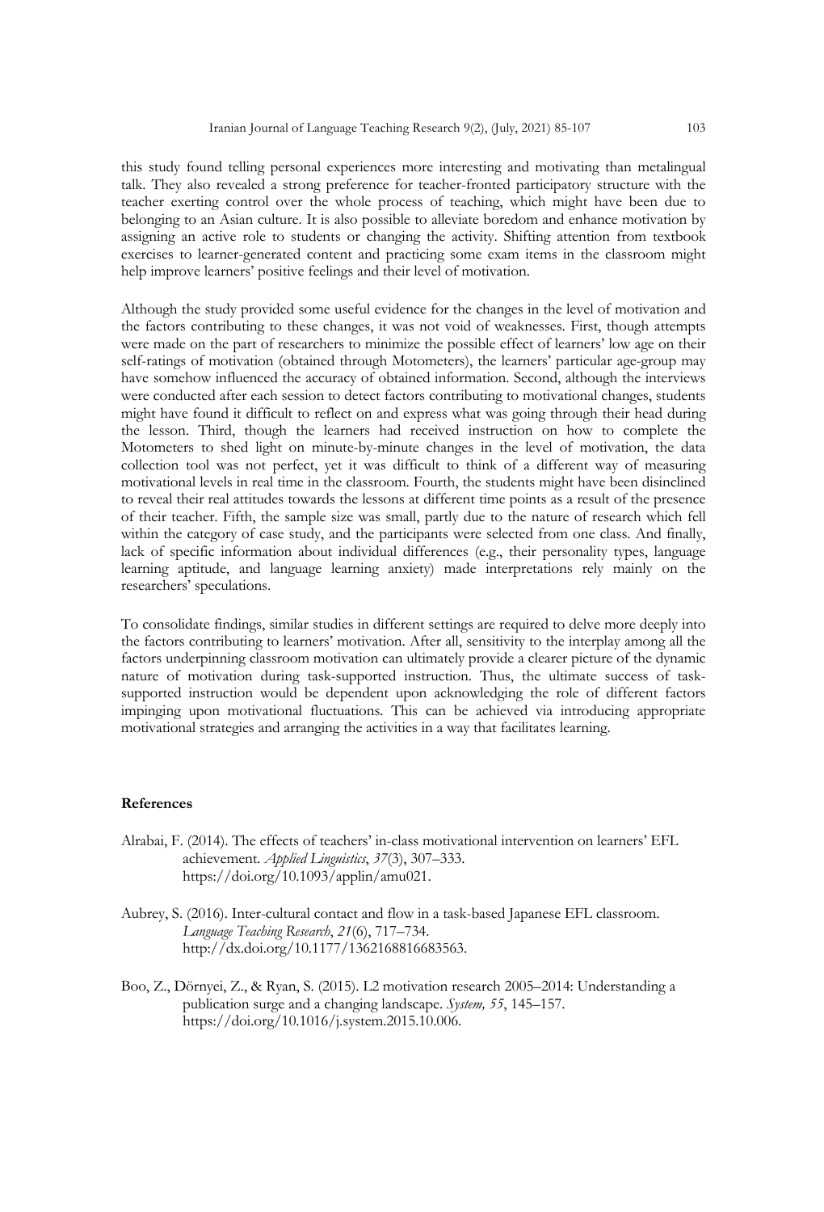this study found telling personal experiences more interesting and motivating than metalingual talk. They also revealed a strong preference for teacher-fronted participatory structure with the teacher exerting control over the whole process of teaching, which might have been due to belonging to an Asian culture. It is also possible to alleviate boredom and enhance motivation by assigning an active role to students or changing the activity. Shifting attention from textbook exercises to learner-generated content and practicing some exam items in the classroom might help improve learners' positive feelings and their level of motivation.

Although the study provided some useful evidence for the changes in the level of motivation and the factors contributing to these changes, it was not void of weaknesses. First, though attempts were made on the part of researchers to minimize the possible effect of learners' low age on their self-ratings of motivation (obtained through Motometers), the learners' particular age-group may have somehow influenced the accuracy of obtained information. Second, although the interviews were conducted after each session to detect factors contributing to motivational changes, students might have found it difficult to reflect on and express what was going through their head during the lesson. Third, though the learners had received instruction on how to complete the Motometers to shed light on minute-by-minute changes in the level of motivation, the data collection tool was not perfect, yet it was difficult to think of a different way of measuring motivational levels in real time in the classroom. Fourth, the students might have been disinclined to reveal their real attitudes towards the lessons at different time points as a result of the presence of their teacher. Fifth, the sample size was small, partly due to the nature of research which fell within the category of case study, and the participants were selected from one class. And finally, lack of specific information about individual differences (e.g., their personality types, language learning aptitude, and language learning anxiety) made interpretations rely mainly on the researchers' speculations.

To consolidate findings, similar studies in different settings are required to delve more deeply into the factors contributing to learners' motivation. After all, sensitivity to the interplay among all the factors underpinning classroom motivation can ultimately provide a clearer picture of the dynamic nature of motivation during task-supported instruction. Thus, the ultimate success of task-supported instruction would be dependent upon acknowledging the role of different factors impinging upon motivational fluctuations. This can be achieved via introducing appropriate motivational strategies and arranging the activities in a way that facilitates learning.

## References

Alrabai, F. (2014). The effects of teachers' in-class motivational intervention on learners' EFL achievement. *Applied Linguistics*, *37*(3), 307–333. https://doi.org/10.1093/applin/amu021.

Aubrey, S. (2016). Inter-cultural contact and flow in a task-based Japanese EFL classroom. *Language Teaching Research*, *21*(6), 717–734. http://dx.doi.org/10.1177/1362168816683563.

Boo, Z., Dörnyei, Z., & Ryan, S. (2015). L2 motivation research 2005–2014: Understanding a publication surge and a changing landscape. *System, 55*, 145–157. https://doi.org/10.1016/j.system.2015.10.006.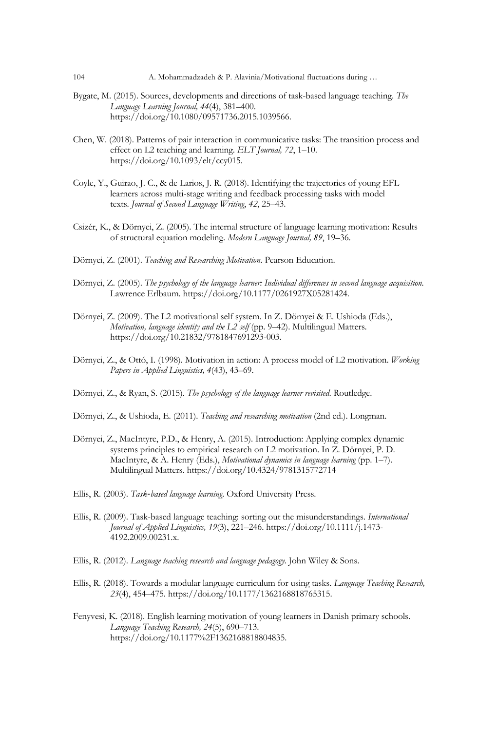Bygate, M. (2015). Sources, developments and directions of task-based language teaching. *The Language Learning Journal, 44*(4), 381–400. https://doi.org/10.1080/09571736.2015.1039566.

Chen, W. (2018). Patterns of pair interaction in communicative tasks: The transition process and effect on L2 teaching and learning. *ELT Journal, 72*, 1–10. https://doi.org/10.1093/elt/ccy015.

Coyle, Y., Guirao, J. C., & de Larios, J. R. (2018). Identifying the trajectories of young EFL learners across multi-stage writing and feedback processing tasks with model texts. *Journal of Second Language Writing*, *42*, 25–43.

Csizér, K., & Dörnyei, Z. (2005). The internal structure of language learning motivation: Results of structural equation modeling. *Modern Language Journal, 89*, 19–36.

Dörnyei, Z. (2001). *Teaching and Researching Motivation*. Pearson Education.

Dörnyei, Z. (2005). *The psychology of the language learner: Individual differences in second language acquisition.* Lawrence Erlbaum. https://doi.org/10.1177/0261927X05281424.

Dörnyei, Z. (2009). The L2 motivational self system. In Z. Dörnyei & E. Ushioda (Eds.), *Motivation, language identity and the L2 self* (pp. 9–42). Multilingual Matters. https://doi.org/10.21832/9781847691293-003.

Dörnyei, Z., & Ottó, I. (1998). Motivation in action: A process model of L2 motivation. *Working Papers in Applied Linguistics, 4*(43), 43–69.

Dörnyei, Z., & Ryan, S. (2015). *The psychology of the language learner revisited.* Routledge.

Dörnyei, Z., & Ushioda, E. (2011). *Teaching and researching motivation* (2nd ed.). Longman.

Dörnyei, Z., MacIntyre, P.D., & Henry, A. (2015). Introduction: Applying complex dynamic systems principles to empirical research on L2 motivation. In Z. Dörnyei, P. D. MacIntyre, & A. Henry (Eds.), *Motivational dynamics in language learning* (pp. 1–7). Multilingual Matters. https://doi.org/10.4324/9781315772714

Ellis, R. (2003). *Task-based language learning*. Oxford University Press.

Ellis, R. (2009). Task-based language teaching: sorting out the misunderstandings. *International Journal of Applied Linguistics, 19*(3), 221–246. https://doi.org/10.1111/j.1473-4192.2009.00231.x.

Ellis, R. (2012). *Language teaching research and language pedagogy*. John Wiley & Sons.

Ellis, R. (2018). Towards a modular language curriculum for using tasks. *Language Teaching Research, 23*(4), 454–475. https://doi.org/10.1177/1362168818765315.

Fenyvesi, K. (2018). English learning motivation of young learners in Danish primary schools. *Language Teaching Research, 24*(5), 690–713. https://doi.org/10.1177%2F1362168818804835.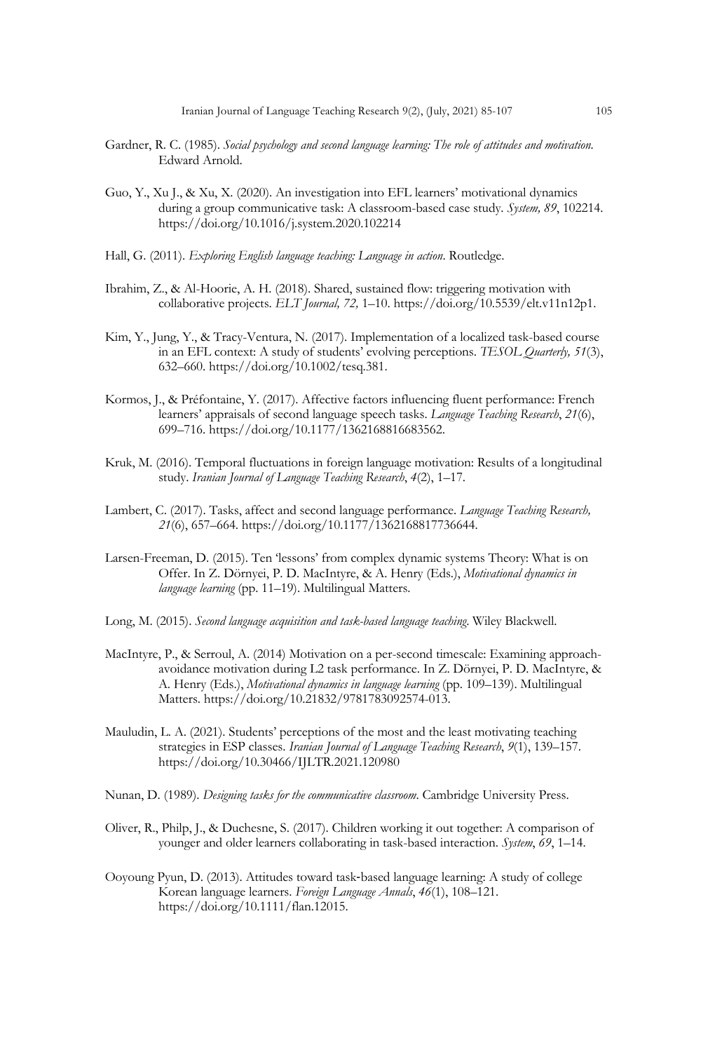Gardner, R. C. (1985). *Social psychology and second language learning: The role of attitudes and motivation*. Edward Arnold.

Guo, Y., Xu J., & Xu, X. (2020). An investigation into EFL learners' motivational dynamics during a group communicative task: A classroom-based case study. *System, 89*, 102214. https://doi.org/10.1016/j.system.2020.102214

Hall, G. (2011). *Exploring English language teaching: Language in action*. Routledge.

Ibrahim, Z., & Al-Hoorie, A. H. (2018). Shared, sustained flow: triggering motivation with collaborative projects. *ELT Journal, 72,* 1–10. https://doi.org/10.5539/elt.v11n12p1.

Kim, Y., Jung, Y., & Tracy-Ventura, N. (2017). Implementation of a localized task-based course in an EFL context: A study of students' evolving perceptions. *TESOL Quarterly, 51*(3), 632–660. https://doi.org/10.1002/tesq.381.

Kormos, J., & Préfontaine, Y. (2017). Affective factors influencing fluent performance: French learners' appraisals of second language speech tasks. *Language Teaching Research*, *21*(6), 699–716. https://doi.org/10.1177/1362168816683562.

Kruk, M. (2016). Temporal fluctuations in foreign language motivation: Results of a longitudinal study. *Iranian Journal of Language Teaching Research*, *4*(2), 1–17.

Lambert, C. (2017). Tasks, affect and second language performance. *Language Teaching Research, 21*(6), 657–664. https://doi.org/10.1177/1362168817736644.

Larsen-Freeman, D. (2015). Ten 'lessons' from complex dynamic systems Theory: What is on Offer. In Z. Dörnyei, P. D. MacIntyre, & A. Henry (Eds.), *Motivational dynamics in language learning* (pp. 11–19). Multilingual Matters.

Long, M. (2015). *Second language acquisition and task-based language teaching*. Wiley Blackwell.

MacIntyre, P., & Serroul, A. (2014) Motivation on a per-second timescale: Examining approach-avoidance motivation during L2 task performance. In Z. Dörnyei, P. D. MacIntyre, & A. Henry (Eds.), *Motivational dynamics in language learning* (pp. 109–139). Multilingual Matters. https://doi.org/10.21832/9781783092574-013.

Mauludin, L. A. (2021). Students' perceptions of the most and the least motivating teaching strategies in ESP classes. *Iranian Journal of Language Teaching Research*, *9*(1), 139–157. https://doi.org/10.30466/IJLTR.2021.120980

Nunan, D. (1989). *Designing tasks for the communicative classroom*. Cambridge University Press.

Oliver, R., Philp, J., & Duchesne, S. (2017). Children working it out together: A comparison of younger and older learners collaborating in task-based interaction. *System*, *69*, 1–14.

Ooyoung Pyun, D. (2013). Attitudes toward task-based language learning: A study of college Korean language learners. *Foreign Language Annals*, *46*(1), 108–121. https://doi.org/10.1111/flan.12015.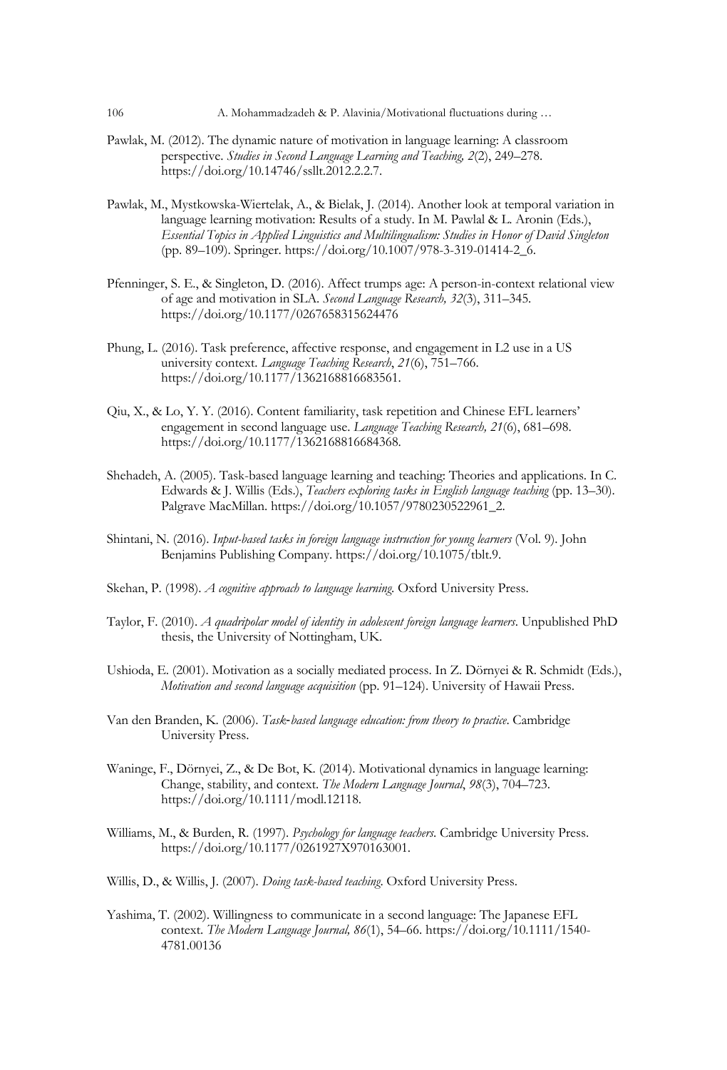Pawlak, M. (2012). The dynamic nature of motivation in language learning: A classroom perspective. *Studies in Second Language Learning and Teaching, 2*(2), 249–278. https://doi.org/10.14746/ssllt.2012.2.2.7.

Pawlak, M., Mystkowska-Wiertelak, A., & Bielak, J. (2014). Another look at temporal variation in language learning motivation: Results of a study. In M. Pawlal & L. Aronin (Eds.), *Essential Topics in Applied Linguistics and Multilingualism: Studies in Honor of David Singleton* (pp. 89–109). Springer. https://doi.org/10.1007/978-3-319-01414-2_6.

Pfenninger, S. E., & Singleton, D. (2016). Affect trumps age: A person-in-context relational view of age and motivation in SLA. *Second Language Research, 32*(3), 311–345. https://doi.org/10.1177/0267658315624476

Phung, L. (2016). Task preference, affective response, and engagement in L2 use in a US university context. *Language Teaching Research*, *21*(6), 751–766. https://doi.org/10.1177/1362168816683561.

Qiu, X., & Lo, Y. Y. (2016). Content familiarity, task repetition and Chinese EFL learners' engagement in second language use. *Language Teaching Research, 21*(6), 681–698. https://doi.org/10.1177/1362168816684368.

Shehadeh, A. (2005). Task-based language learning and teaching: Theories and applications. In C. Edwards & J. Willis (Eds.), *Teachers exploring tasks in English language teaching* (pp. 13–30). Palgrave MacMillan. https://doi.org/10.1057/9780230522961_2.

Shintani, N. (2016). *Input-based tasks in foreign language instruction for young learners* (Vol. 9). John Benjamins Publishing Company. https://doi.org/10.1075/tblt.9.

Skehan, P. (1998). *A cognitive approach to language learning.* Oxford University Press.

Taylor, F. (2010). *A quadripolar model of identity in adolescent foreign language learners*. Unpublished PhD thesis, the University of Nottingham, UK.

Ushioda, E. (2001). Motivation as a socially mediated process. In Z. Dörnyei & R. Schmidt (Eds.), *Motivation and second language acquisition* (pp. 91–124). University of Hawaii Press.

Van den Branden, K. (2006). *Task-based language education: from theory to practice*. Cambridge University Press.

Waninge, F., Dörnyei, Z., & De Bot, K. (2014). Motivational dynamics in language learning: Change, stability, and context. *The Modern Language Journal*, *98*(3), 704–723. https://doi.org/10.1111/modl.12118.

Williams, M., & Burden, R. (1997). *Psychology for language teachers*. Cambridge University Press. https://doi.org/10.1177/0261927X970163001.

Willis, D., & Willis, J. (2007). *Doing task-based teaching*. Oxford University Press.

Yashima, T. (2002). Willingness to communicate in a second language: The Japanese EFL context. *The Modern Language Journal, 86*(1), 54–66. https://doi.org/10.1111/1540-4781.00136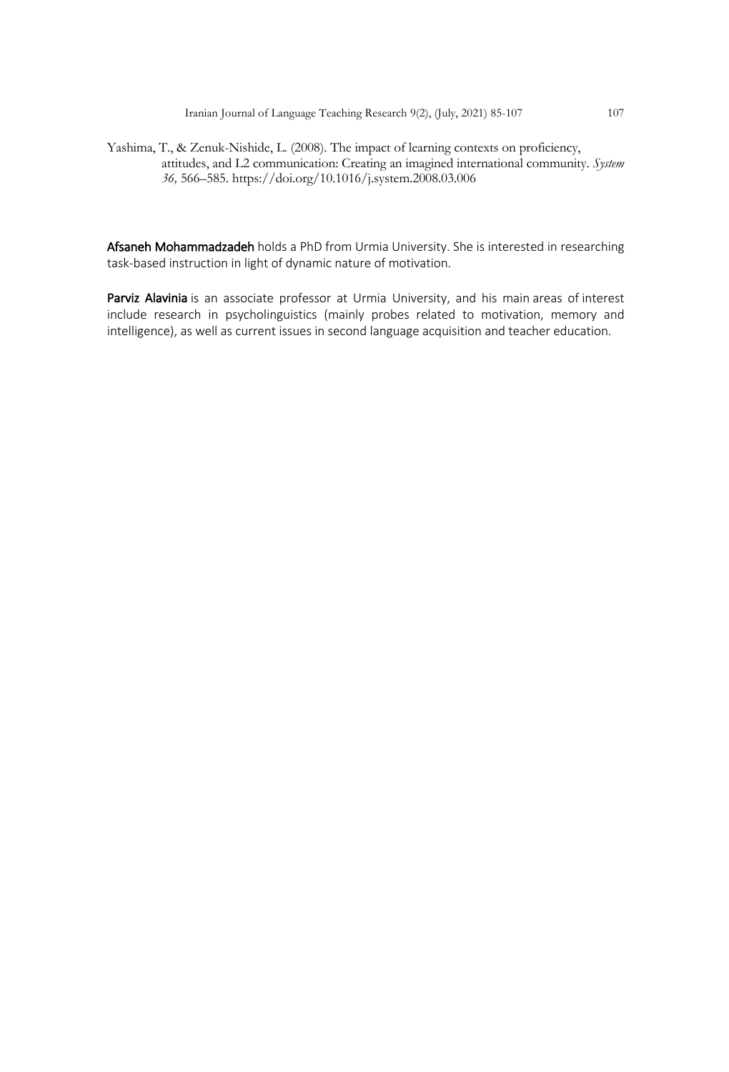Yashima, T., & Zenuk-Nishide, L. (2008). The impact of learning contexts on proficiency, attitudes, and L2 communication: Creating an imagined international community. *System 36,* 566–585. https://doi.org/10.1016/j.system.2008.03.006

**Afsaneh Mohammadzadeh** holds a PhD from Urmia University. She is interested in researching task-based instruction in light of dynamic nature of motivation.

**Parviz Alavinia** is an associate professor at Urmia University, and his main areas of interest include research in psycholinguistics (mainly probes related to motivation, memory and intelligence), as well as current issues in second language acquisition and teacher education.